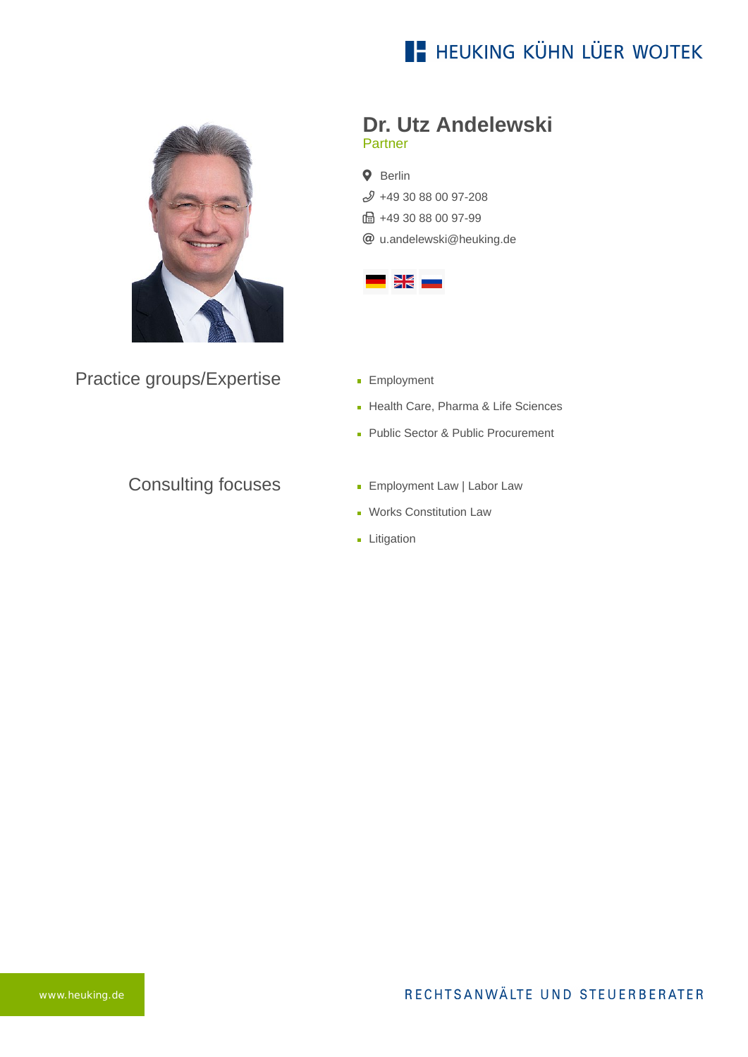HEUKING KÜHN LÜER WOJTEK

# Dr. Utz Andelewski

Partner

Berlin

+49 30 88 00 97-208

+49 30 88 00 97-99

u.andelewski@heuking.de

## Practice groups/Expertise

- Employment
- Health Care, Pharma & Life Sciences
- Public Sector & Public Procurement

## Consulting focuses

- Employment Law | Labor Law
- Works Constitution Law
- Litigation

www.heuking.de

RECHTSANWÄLTE UND STEUERBERATER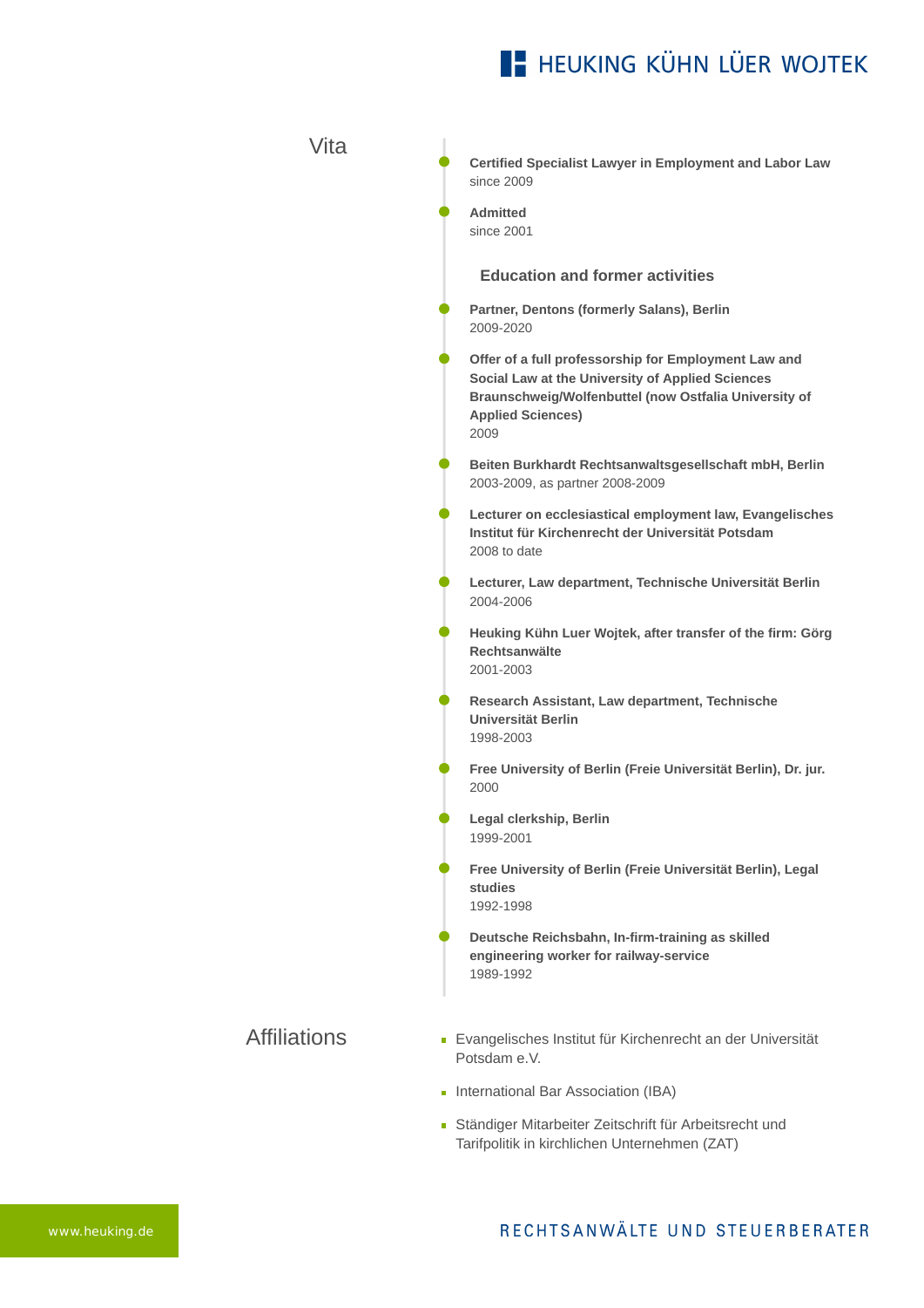## Vita

- **Certified Specialist Lawyer in Employment and Labor Law**
  since 2009

- **Admitted**
  since 2001

### Education and former activities

- **Partner, Dentons (formerly Salans), Berlin**
  2009-2020

- **Offer of a full professorship for Employment Law and Social Law at the University of Applied Sciences Braunschweig/Wolfenbuttel (now Ostfalia University of Applied Sciences)**
  2009

- **Beiten Burkhardt Rechtsanwaltsgesellschaft mbH, Berlin**
  2003-2009, as partner 2008-2009

- **Lecturer on ecclesiastical employment law, Evangelisches Institut für Kirchenrecht der Universität Potsdam**
  2008 to date

- **Lecturer, Law department, Technische Universität Berlin**
  2004-2006

- **Heuking Kühn Luer Wojtek, after transfer of the firm: Görg Rechtsanwälte**
  2001-2003

- **Research Assistant, Law department, Technische Universität Berlin**
  1998-2003

- **Free University of Berlin (Freie Universität Berlin), Dr. jur.**
  2000

- **Legal clerkship, Berlin**
  1999-2001

- **Free University of Berlin (Freie Universität Berlin), Legal studies**
  1992-1998

- **Deutsche Reichsbahn, In-firm-training as skilled engineering worker for railway-service**
  1989-1992

## Affiliations

- Evangelisches Institut für Kirchenrecht an der Universität Potsdam e.V.
- International Bar Association (IBA)
- Ständiger Mitarbeiter Zeitschrift für Arbeitsrecht und Tarifpolitik in kirchlichen Unternehmen (ZAT)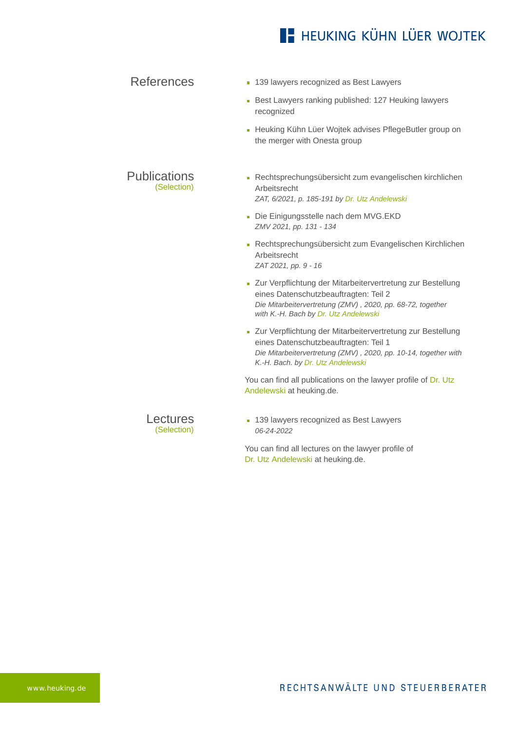## References

- 139 lawyers recognized as Best Lawyers
- Best Lawyers ranking published: 127 Heuking lawyers recognized
- Heuking Kühn Lüer Wojtek advises PflegeButler group on the merger with Onesta group

## Publications
(Selection)

- Rechtsprechungsübersicht zum evangelischen kirchlichen Arbeitsrecht
  *ZAT, 6/2021, p. 185-191 by Dr. Utz Andelewski*
- Die Einigungsstelle nach dem MVG.EKD
  *ZMV 2021, pp. 131 - 134*
- Rechtsprechungsübersicht zum Evangelischen Kirchlichen Arbeitsrecht
  *ZAT 2021, pp. 9 - 16*
- Zur Verpflichtung der Mitarbeitervertretung zur Bestellung eines Datenschutzbeauftragten: Teil 2
  *Die Mitarbeitervertretung (ZMV) , 2020, pp. 68-72, together with K.-H. Bach by Dr. Utz Andelewski*
- Zur Verpflichtung der Mitarbeitervertretung zur Bestellung eines Datenschutzbeauftragten: Teil 1
  *Die Mitarbeitervertretung (ZMV) , 2020, pp. 10-14, together with K.-H. Bach. by Dr. Utz Andelewski*

You can find all publications on the lawyer profile of Dr. Utz Andelewski at heuking.de.

## Lectures
(Selection)

- 139 lawyers recognized as Best Lawyers
  *06-24-2022*

You can find all lectures on the lawyer profile of Dr. Utz Andelewski at heuking.de.